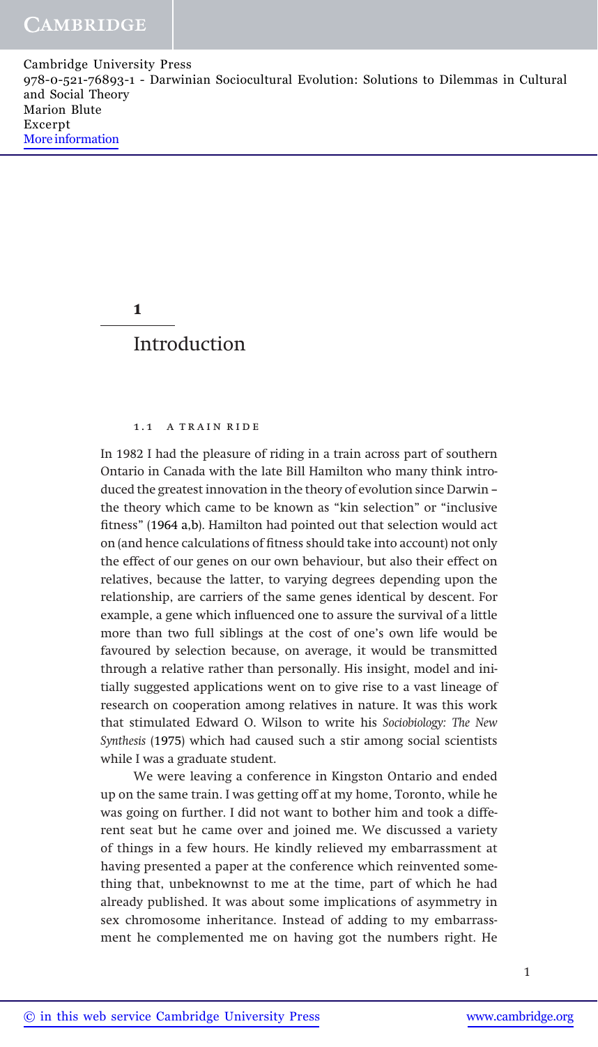# 1 Introduction

## 1.1 A TRAIN RIDE

In 1982 I had the pleasure of riding in a train across part of southern Ontario in Canada with the late Bill Hamilton who many think introduced the greatest innovation in the theory of evolution since Darwin – the theory which came to be known as "kin selection" or "inclusive fitness" (1964 a,b). Hamilton had pointed out that selection would act on (and hence calculations of fitness should take into account) not only the effect of our genes on our own behaviour, but also their effect on relatives, because the latter, to varying degrees depending upon the relationship, are carriers of the same genes identical by descent. For example, a gene which influenced one to assure the survival of a little more than two full siblings at the cost of one's own life would be favoured by selection because, on average, it would be transmitted through a relative rather than personally. His insight, model and initially suggested applications went on to give rise to a vast lineage of research on cooperation among relatives in nature. It was this work that stimulated Edward O. Wilson to write his *Sociobiology: The New Synthesis* (1975) which had caused such a stir among social scientists while I was a graduate student.

We were leaving a conference in Kingston Ontario and ended up on the same train. I was getting off at my home, Toronto, while he was going on further. I did not want to bother him and took a different seat but he came over and joined me. We discussed a variety of things in a few hours. He kindly relieved my embarrassment at having presented a paper at the conference which reinvented something that, unbeknownst to me at the time, part of which he had already published. It was about some implications of asymmetry in sex chromosome inheritance. Instead of adding to my embarrassment he complemented me on having got the numbers right. He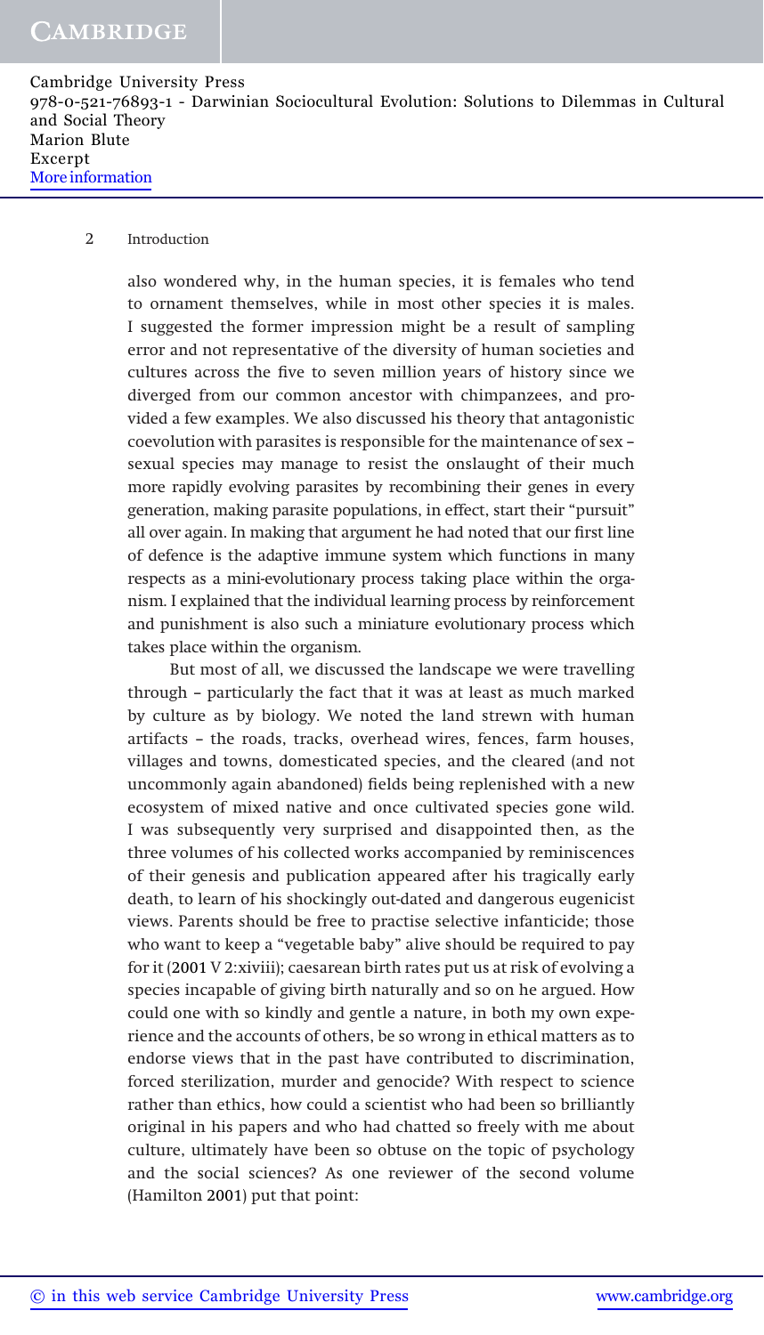also wondered why, in the human species, it is females who tend to ornament themselves, while in most other species it is males. I suggested the former impression might be a result of sampling error and not representative of the diversity of human societies and cultures across the five to seven million years of history since we diverged from our common ancestor with chimpanzees, and provided a few examples. We also discussed his theory that antagonistic coevolution with parasites is responsible for the maintenance of sex – sexual species may manage to resist the onslaught of their much more rapidly evolving parasites by recombining their genes in every generation, making parasite populations, in effect, start their "pursuit" all over again. In making that argument he had noted that our first line of defence is the adaptive immune system which functions in many respects as a mini-evolutionary process taking place within the organism. I explained that the individual learning process by reinforcement and punishment is also such a miniature evolutionary process which takes place within the organism.

But most of all, we discussed the landscape we were travelling through – particularly the fact that it was at least as much marked by culture as by biology. We noted the land strewn with human artifacts – the roads, tracks, overhead wires, fences, farm houses, villages and towns, domesticated species, and the cleared (and not uncommonly again abandoned) fields being replenished with a new ecosystem of mixed native and once cultivated species gone wild. I was subsequently very surprised and disappointed then, as the three volumes of his collected works accompanied by reminiscences of their genesis and publication appeared after his tragically early death, to learn of his shockingly out-dated and dangerous eugenicist views. Parents should be free to practise selective infanticide; those who want to keep a "vegetable baby" alive should be required to pay for it (2001 V 2:xiviii); caesarean birth rates put us at risk of evolving a species incapable of giving birth naturally and so on he argued. How could one with so kindly and gentle a nature, in both my own experience and the accounts of others, be so wrong in ethical matters as to endorse views that in the past have contributed to discrimination, forced sterilization, murder and genocide? With respect to science rather than ethics, how could a scientist who had been so brilliantly original in his papers and who had chatted so freely with me about culture, ultimately have been so obtuse on the topic of psychology and the social sciences? As one reviewer of the second volume (Hamilton 2001) put that point: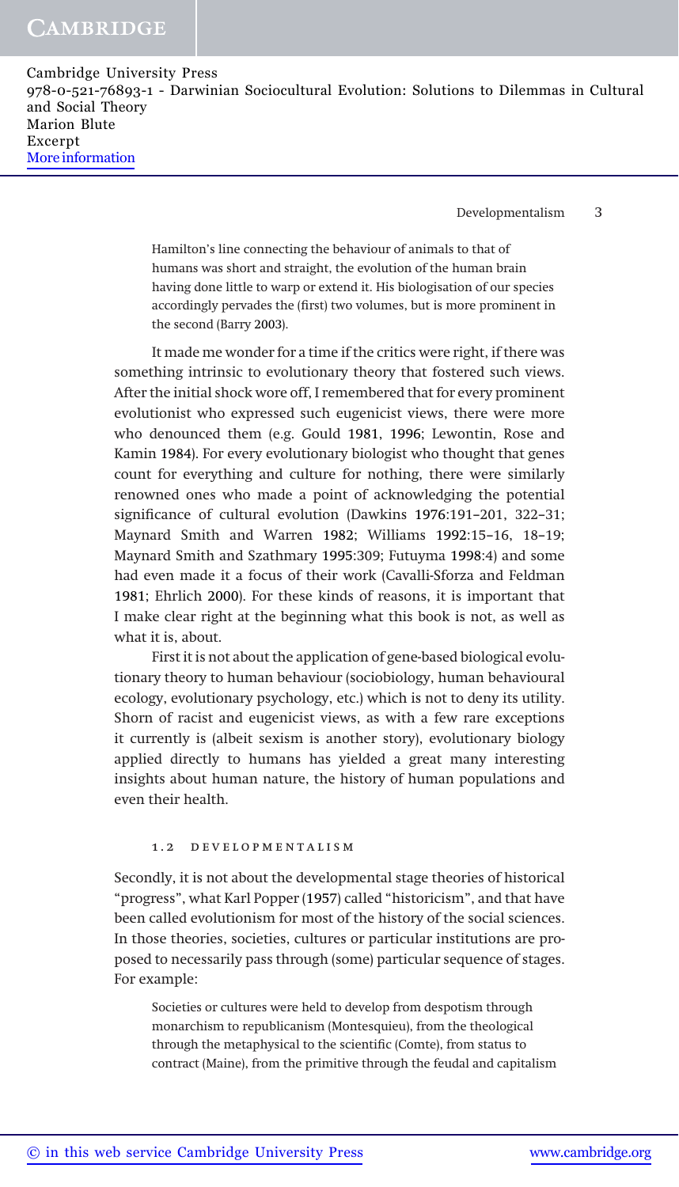> Hamilton's line connecting the behaviour of animals to that of humans was short and straight, the evolution of the human brain having done little to warp or extend it. His biologisation of our species accordingly pervades the (first) two volumes, but is more prominent in the second (Barry 2003).

It made me wonder for a time if the critics were right, if there was something intrinsic to evolutionary theory that fostered such views. After the initial shock wore off, I remembered that for every prominent evolutionist who expressed such eugenicist views, there were more who denounced them (e.g. Gould 1981, 1996; Lewontin, Rose and Kamin 1984). For every evolutionary biologist who thought that genes count for everything and culture for nothing, there were similarly renowned ones who made a point of acknowledging the potential significance of cultural evolution (Dawkins 1976:191–201, 322–31; Maynard Smith and Warren 1982; Williams 1992:15–16, 18–19; Maynard Smith and Szathmary 1995:309; Futuyma 1998:4) and some had even made it a focus of their work (Cavalli-Sforza and Feldman 1981; Ehrlich 2000). For these kinds of reasons, it is important that I make clear right at the beginning what this book is not, as well as what it is, about.

First it is not about the application of gene-based biological evolutionary theory to human behaviour (sociobiology, human behavioural ecology, evolutionary psychology, etc.) which is not to deny its utility. Shorn of racist and eugenicist views, as with a few rare exceptions it currently is (albeit sexism is another story), evolutionary biology applied directly to humans has yielded a great many interesting insights about human nature, the history of human populations and even their health.

## 1.2 DEVELOPMENTALISM

Secondly, it is not about the developmental stage theories of historical "progress", what Karl Popper (1957) called "historicism", and that have been called evolutionism for most of the history of the social sciences. In those theories, societies, cultures or particular institutions are proposed to necessarily pass through (some) particular sequence of stages. For example:

> Societies or cultures were held to develop from despotism through monarchism to republicanism (Montesquieu), from the theological through the metaphysical to the scientific (Comte), from status to contract (Maine), from the primitive through the feudal and capitalism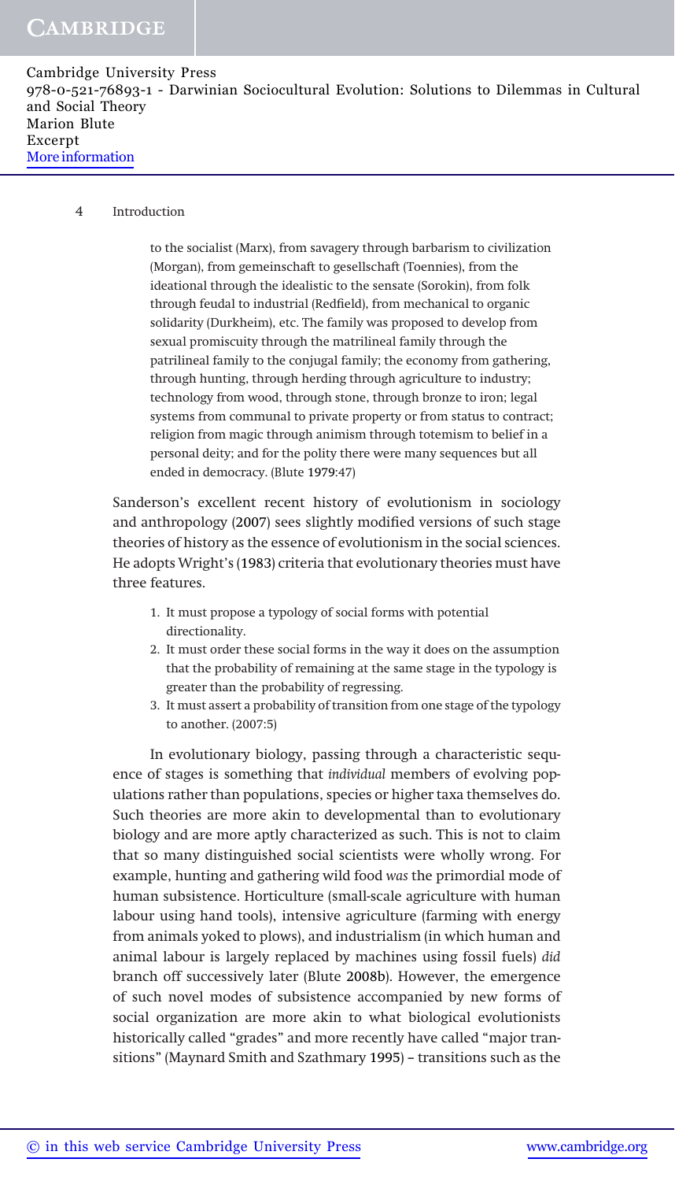to the socialist (Marx), from savagery through barbarism to civilization (Morgan), from gemeinschaft to gesellschaft (Toennies), from the ideational through the idealistic to the sensate (Sorokin), from folk through feudal to industrial (Redfield), from mechanical to organic solidarity (Durkheim), etc. The family was proposed to develop from sexual promiscuity through the matrilineal family through the patrilineal family to the conjugal family; the economy from gathering, through hunting, through herding through agriculture to industry; technology from wood, through stone, through bronze to iron; legal systems from communal to private property or from status to contract; religion from magic through animism through totemism to belief in a personal deity; and for the polity there were many sequences but all ended in democracy. (Blute 1979:47)

Sanderson's excellent recent history of evolutionism in sociology and anthropology (2007) sees slightly modified versions of such stage theories of history as the essence of evolutionism in the social sciences. He adopts Wright's (1983) criteria that evolutionary theories must have three features.

1. It must propose a typology of social forms with potential directionality.
2. It must order these social forms in the way it does on the assumption that the probability of remaining at the same stage in the typology is greater than the probability of regressing.
3. It must assert a probability of transition from one stage of the typology to another. (2007:5)

In evolutionary biology, passing through a characteristic sequence of stages is something that *individual* members of evolving populations rather than populations, species or higher taxa themselves do. Such theories are more akin to developmental than to evolutionary biology and are more aptly characterized as such. This is not to claim that so many distinguished social scientists were wholly wrong. For example, hunting and gathering wild food *was* the primordial mode of human subsistence. Horticulture (small-scale agriculture with human labour using hand tools), intensive agriculture (farming with energy from animals yoked to plows), and industrialism (in which human and animal labour is largely replaced by machines using fossil fuels) *did* branch off successively later (Blute 2008b). However, the emergence of such novel modes of subsistence accompanied by new forms of social organization are more akin to what biological evolutionists historically called "grades" and more recently have called "major transitions" (Maynard Smith and Szathmary 1995) – transitions such as the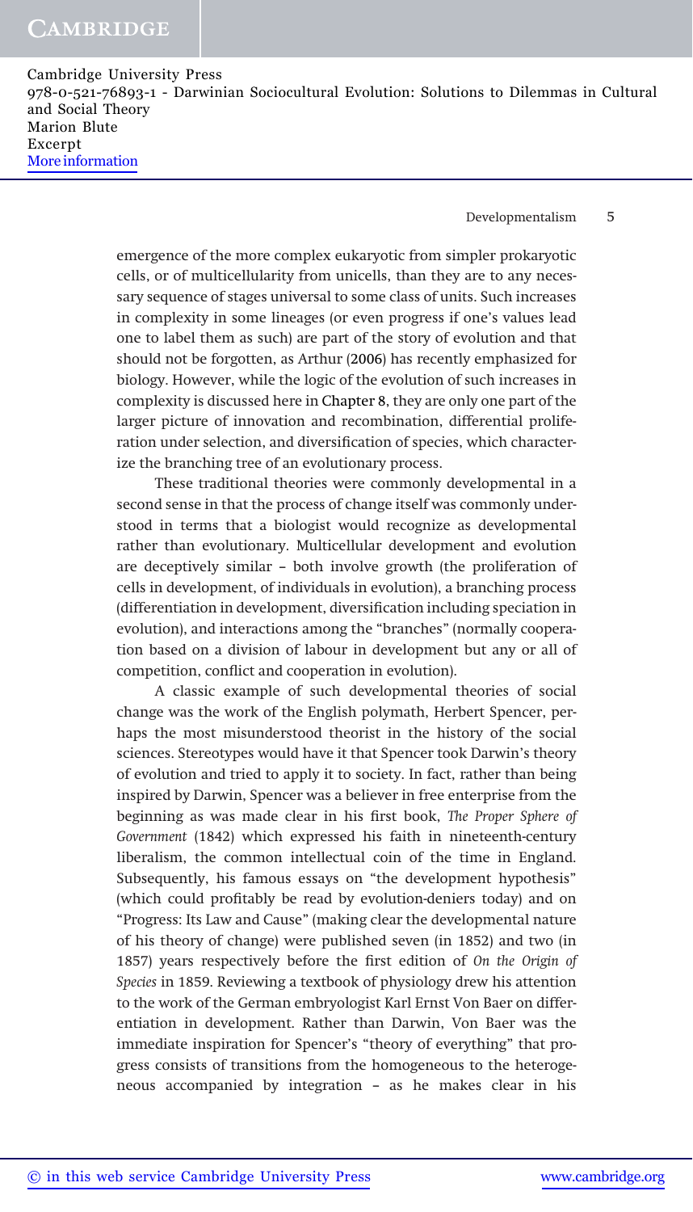emergence of the more complex eukaryotic from simpler prokaryotic cells, or of multicellularity from unicells, than they are to any necessary sequence of stages universal to some class of units. Such increases in complexity in some lineages (or even progress if one's values lead one to label them as such) are part of the story of evolution and that should not be forgotten, as Arthur (2006) has recently emphasized for biology. However, while the logic of the evolution of such increases in complexity is discussed here in Chapter 8, they are only one part of the larger picture of innovation and recombination, differential proliferation under selection, and diversification of species, which characterize the branching tree of an evolutionary process.

These traditional theories were commonly developmental in a second sense in that the process of change itself was commonly understood in terms that a biologist would recognize as developmental rather than evolutionary. Multicellular development and evolution are deceptively similar – both involve growth (the proliferation of cells in development, of individuals in evolution), a branching process (differentiation in development, diversification including speciation in evolution), and interactions among the "branches" (normally cooperation based on a division of labour in development but any or all of competition, conflict and cooperation in evolution).

A classic example of such developmental theories of social change was the work of the English polymath, Herbert Spencer, perhaps the most misunderstood theorist in the history of the social sciences. Stereotypes would have it that Spencer took Darwin's theory of evolution and tried to apply it to society. In fact, rather than being inspired by Darwin, Spencer was a believer in free enterprise from the beginning as was made clear in his first book, *The Proper Sphere of Government* (1842) which expressed his faith in nineteenth-century liberalism, the common intellectual coin of the time in England. Subsequently, his famous essays on "the development hypothesis" (which could profitably be read by evolution-deniers today) and on "Progress: Its Law and Cause" (making clear the developmental nature of his theory of change) were published seven (in 1852) and two (in 1857) years respectively before the first edition of *On the Origin of Species* in 1859. Reviewing a textbook of physiology drew his attention to the work of the German embryologist Karl Ernst Von Baer on differentiation in development. Rather than Darwin, Von Baer was the immediate inspiration for Spencer's "theory of everything" that progress consists of transitions from the homogeneous to the heterogeneous accompanied by integration – as he makes clear in his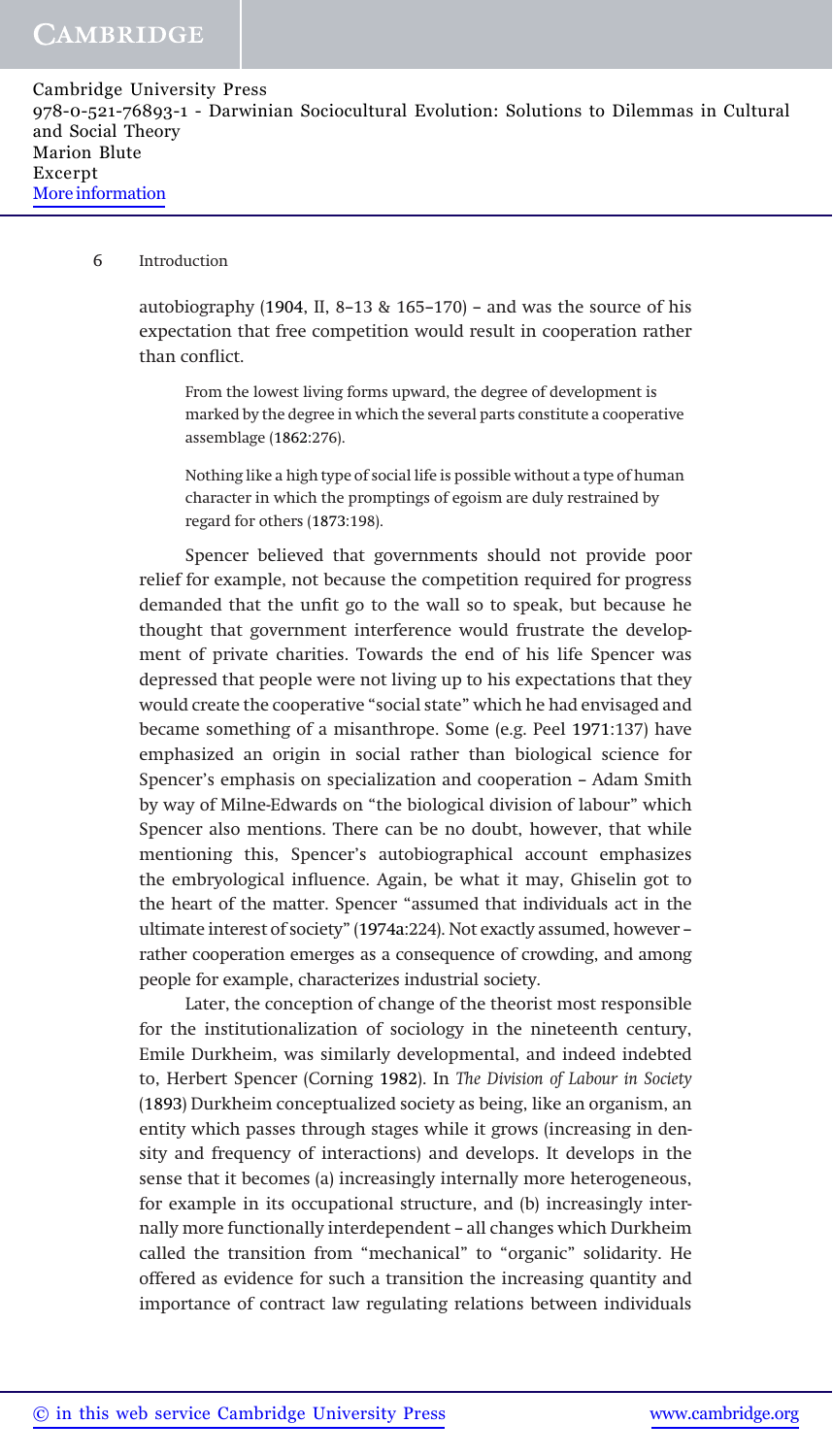autobiography (1904, II, 8–13 & 165–170) – and was the source of his expectation that free competition would result in cooperation rather than conflict.

> From the lowest living forms upward, the degree of development is marked by the degree in which the several parts constitute a cooperative assemblage (1862:276).

> Nothing like a high type of social life is possible without a type of human character in which the promptings of egoism are duly restrained by regard for others (1873:198).

Spencer believed that governments should not provide poor relief for example, not because the competition required for progress demanded that the unfit go to the wall so to speak, but because he thought that government interference would frustrate the development of private charities. Towards the end of his life Spencer was depressed that people were not living up to his expectations that they would create the cooperative "social state" which he had envisaged and became something of a misanthrope. Some (e.g. Peel 1971:137) have emphasized an origin in social rather than biological science for Spencer's emphasis on specialization and cooperation – Adam Smith by way of Milne-Edwards on "the biological division of labour" which Spencer also mentions. There can be no doubt, however, that while mentioning this, Spencer's autobiographical account emphasizes the embryological influence. Again, be what it may, Ghiselin got to the heart of the matter. Spencer "assumed that individuals act in the ultimate interest of society" (1974a:224). Not exactly assumed, however – rather cooperation emerges as a consequence of crowding, and among people for example, characterizes industrial society.

Later, the conception of change of the theorist most responsible for the institutionalization of sociology in the nineteenth century, Emile Durkheim, was similarly developmental, and indeed indebted to, Herbert Spencer (Corning 1982). In *The Division of Labour in Society* (1893) Durkheim conceptualized society as being, like an organism, an entity which passes through stages while it grows (increasing in density and frequency of interactions) and develops. It develops in the sense that it becomes (a) increasingly internally more heterogeneous, for example in its occupational structure, and (b) increasingly internally more functionally interdependent – all changes which Durkheim called the transition from "mechanical" to "organic" solidarity. He offered as evidence for such a transition the increasing quantity and importance of contract law regulating relations between individuals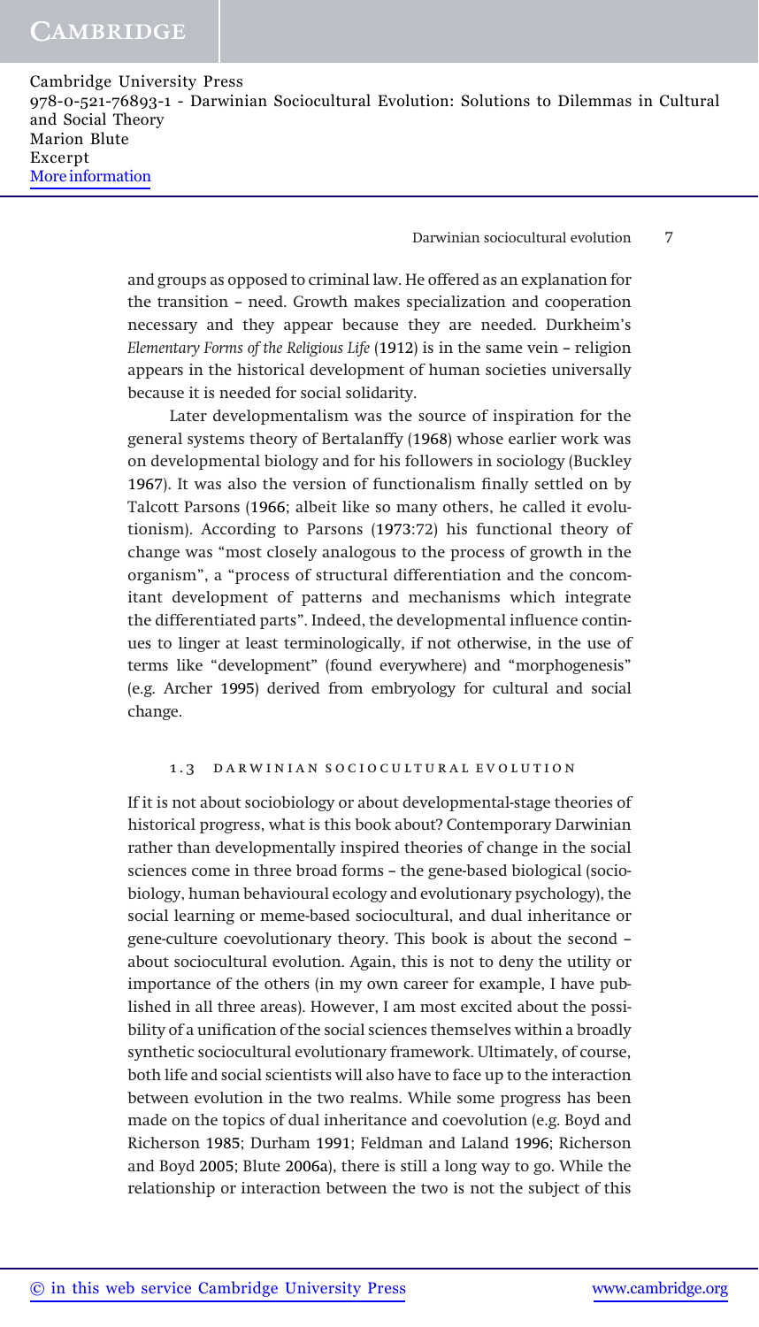and groups as opposed to criminal law. He offered as an explanation for the transition – need. Growth makes specialization and cooperation necessary and they appear because they are needed. Durkheim's *Elementary Forms of the Religious Life* (1912) is in the same vein – religion appears in the historical development of human societies universally because it is needed for social solidarity.

Later developmentalism was the source of inspiration for the general systems theory of Bertalanffy (1968) whose earlier work was on developmental biology and for his followers in sociology (Buckley 1967). It was also the version of functionalism finally settled on by Talcott Parsons (1966; albeit like so many others, he called it evolutionism). According to Parsons (1973:72) his functional theory of change was "most closely analogous to the process of growth in the organism", a "process of structural differentiation and the concomitant development of patterns and mechanisms which integrate the differentiated parts". Indeed, the developmental influence continues to linger at least terminologically, if not otherwise, in the use of terms like "development" (found everywhere) and "morphogenesis" (e.g. Archer 1995) derived from embryology for cultural and social change.

## 1.3 DARWINIAN SOCIOCULTURAL EVOLUTION

If it is not about sociobiology or about developmental-stage theories of historical progress, what is this book about? Contemporary Darwinian rather than developmentally inspired theories of change in the social sciences come in three broad forms – the gene-based biological (sociobiology, human behavioural ecology and evolutionary psychology), the social learning or meme-based sociocultural, and dual inheritance or gene-culture coevolutionary theory. This book is about the second – about sociocultural evolution. Again, this is not to deny the utility or importance of the others (in my own career for example, I have published in all three areas). However, I am most excited about the possibility of a unification of the social sciences themselves within a broadly synthetic sociocultural evolutionary framework. Ultimately, of course, both life and social scientists will also have to face up to the interaction between evolution in the two realms. While some progress has been made on the topics of dual inheritance and coevolution (e.g. Boyd and Richerson 1985; Durham 1991; Feldman and Laland 1996; Richerson and Boyd 2005; Blute 2006a), there is still a long way to go. While the relationship or interaction between the two is not the subject of this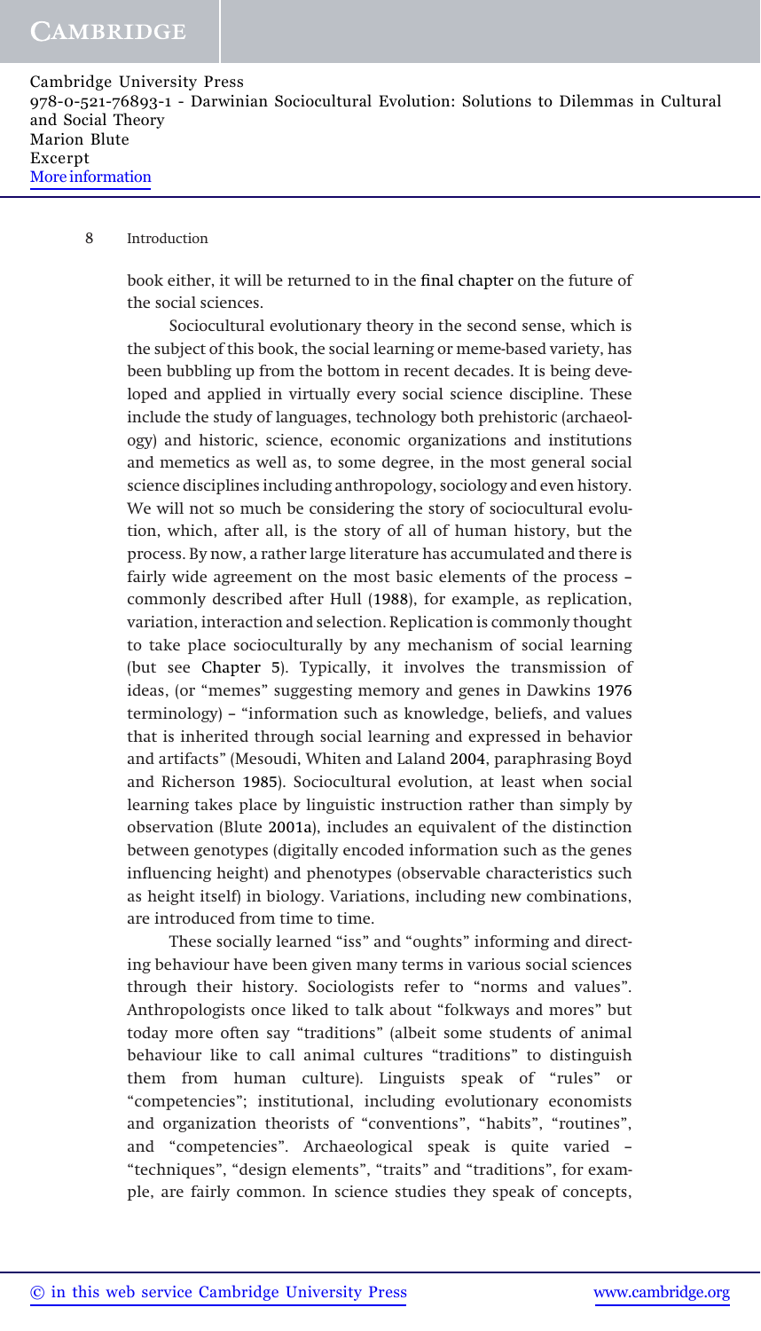book either, it will be returned to in the final chapter on the future of the social sciences.

Sociocultural evolutionary theory in the second sense, which is the subject of this book, the social learning or meme-based variety, has been bubbling up from the bottom in recent decades. It is being developed and applied in virtually every social science discipline. These include the study of languages, technology both prehistoric (archaeology) and historic, science, economic organizations and institutions and memetics as well as, to some degree, in the most general social science disciplines including anthropology, sociology and even history. We will not so much be considering the story of sociocultural evolution, which, after all, is the story of all of human history, but the process. By now, a rather large literature has accumulated and there is fairly wide agreement on the most basic elements of the process – commonly described after Hull (1988), for example, as replication, variation, interaction and selection. Replication is commonly thought to take place socioculturally by any mechanism of social learning (but see Chapter 5). Typically, it involves the transmission of ideas, (or "memes" suggesting memory and genes in Dawkins 1976 terminology) – "information such as knowledge, beliefs, and values that is inherited through social learning and expressed in behavior and artifacts" (Mesoudi, Whiten and Laland 2004, paraphrasing Boyd and Richerson 1985). Sociocultural evolution, at least when social learning takes place by linguistic instruction rather than simply by observation (Blute 2001a), includes an equivalent of the distinction between genotypes (digitally encoded information such as the genes influencing height) and phenotypes (observable characteristics such as height itself) in biology. Variations, including new combinations, are introduced from time to time.

These socially learned "iss" and "oughts" informing and directing behaviour have been given many terms in various social sciences through their history. Sociologists refer to "norms and values". Anthropologists once liked to talk about "folkways and mores" but today more often say "traditions" (albeit some students of animal behaviour like to call animal cultures "traditions" to distinguish them from human culture). Linguists speak of "rules" or "competencies"; institutional, including evolutionary economists and organization theorists of "conventions", "habits", "routines", and "competencies". Archaeological speak is quite varied – "techniques", "design elements", "traits" and "traditions", for example, are fairly common. In science studies they speak of concepts,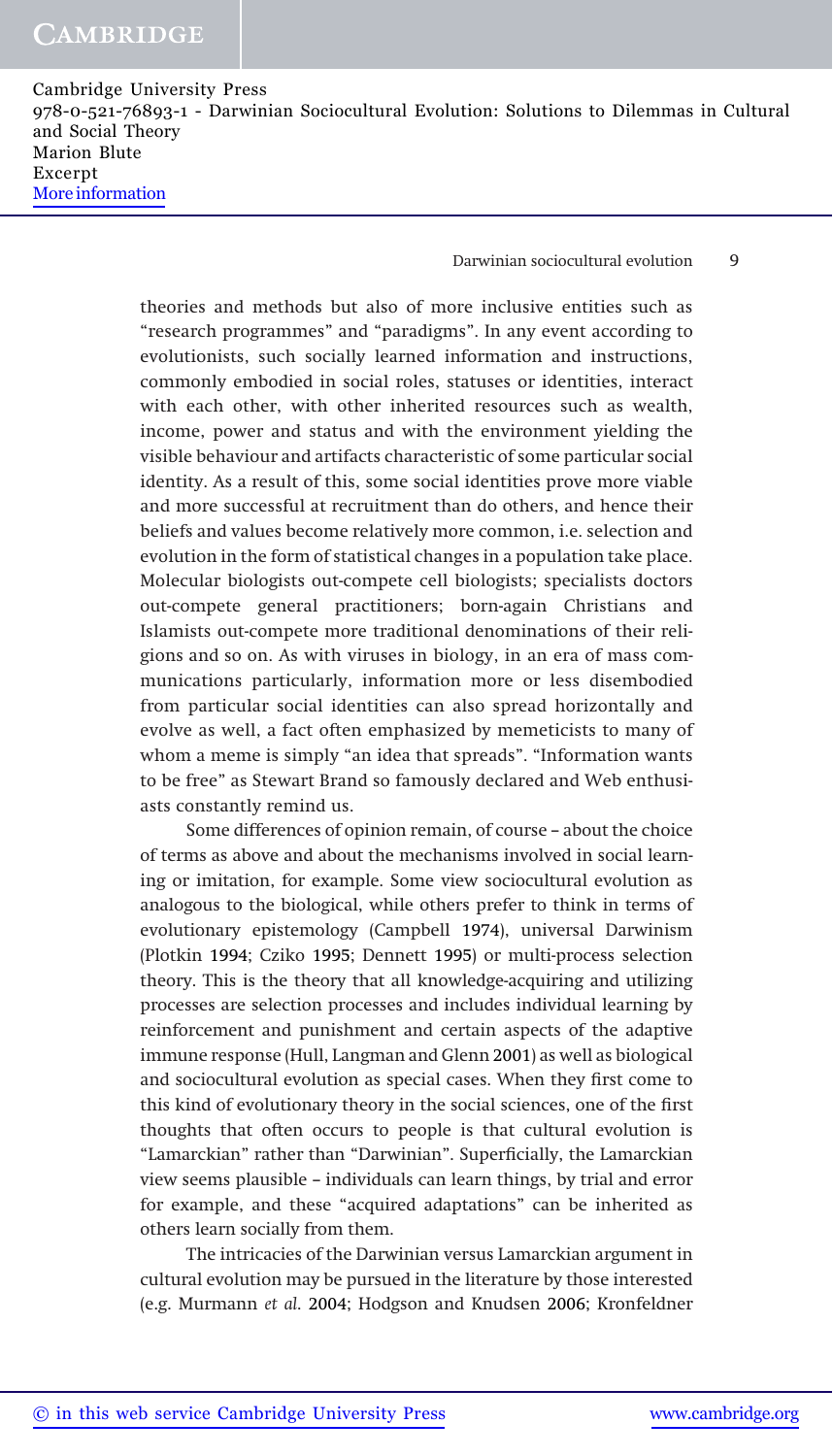theories and methods but also of more inclusive entities such as "research programmes" and "paradigms". In any event according to evolutionists, such socially learned information and instructions, commonly embodied in social roles, statuses or identities, interact with each other, with other inherited resources such as wealth, income, power and status and with the environment yielding the visible behaviour and artifacts characteristic of some particular social identity. As a result of this, some social identities prove more viable and more successful at recruitment than do others, and hence their beliefs and values become relatively more common, i.e. selection and evolution in the form of statistical changes in a population take place. Molecular biologists out-compete cell biologists; specialists doctors out-compete general practitioners; born-again Christians and Islamists out-compete more traditional denominations of their religions and so on. As with viruses in biology, in an era of mass communications particularly, information more or less disembodied from particular social identities can also spread horizontally and evolve as well, a fact often emphasized by memeticists to many of whom a meme is simply "an idea that spreads". "Information wants to be free" as Stewart Brand so famously declared and Web enthusiasts constantly remind us.

Some differences of opinion remain, of course – about the choice of terms as above and about the mechanisms involved in social learning or imitation, for example. Some view sociocultural evolution as analogous to the biological, while others prefer to think in terms of evolutionary epistemology (Campbell 1974), universal Darwinism (Plotkin 1994; Cziko 1995; Dennett 1995) or multi-process selection theory. This is the theory that all knowledge-acquiring and utilizing processes are selection processes and includes individual learning by reinforcement and punishment and certain aspects of the adaptive immune response (Hull, Langman and Glenn 2001) as well as biological and sociocultural evolution as special cases. When they first come to this kind of evolutionary theory in the social sciences, one of the first thoughts that often occurs to people is that cultural evolution is "Lamarckian" rather than "Darwinian". Superficially, the Lamarckian view seems plausible – individuals can learn things, by trial and error for example, and these "acquired adaptations" can be inherited as others learn socially from them.

The intricacies of the Darwinian versus Lamarckian argument in cultural evolution may be pursued in the literature by those interested (e.g. Murmann *et al.* 2004; Hodgson and Knudsen 2006; Kronfeldner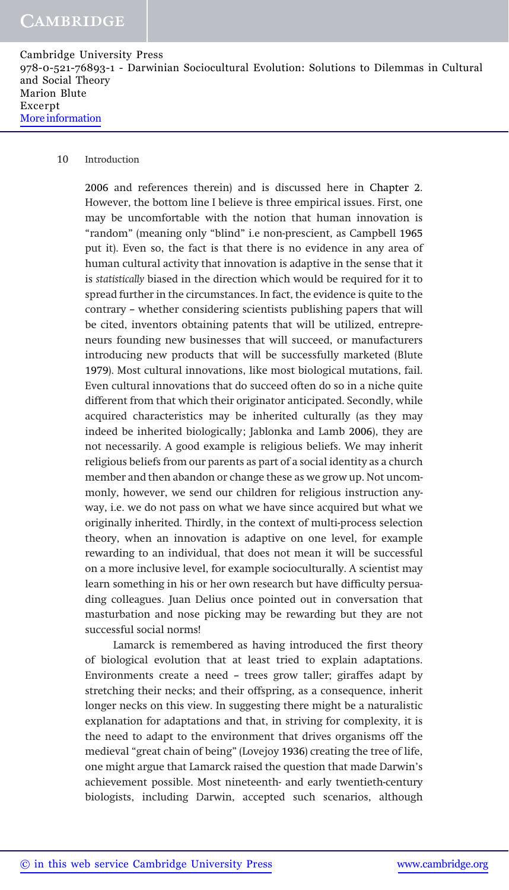2006 and references therein) and is discussed here in Chapter 2. However, the bottom line I believe is three empirical issues. First, one may be uncomfortable with the notion that human innovation is "random" (meaning only "blind" i.e non-prescient, as Campbell 1965 put it). Even so, the fact is that there is no evidence in any area of human cultural activity that innovation is adaptive in the sense that it is *statistically* biased in the direction which would be required for it to spread further in the circumstances. In fact, the evidence is quite to the contrary – whether considering scientists publishing papers that will be cited, inventors obtaining patents that will be utilized, entrepreneurs founding new businesses that will succeed, or manufacturers introducing new products that will be successfully marketed (Blute 1979). Most cultural innovations, like most biological mutations, fail. Even cultural innovations that do succeed often do so in a niche quite different from that which their originator anticipated. Secondly, while acquired characteristics may be inherited culturally (as they may indeed be inherited biologically; Jablonka and Lamb 2006), they are not necessarily. A good example is religious beliefs. We may inherit religious beliefs from our parents as part of a social identity as a church member and then abandon or change these as we grow up. Not uncommonly, however, we send our children for religious instruction anyway, i.e. we do not pass on what we have since acquired but what we originally inherited. Thirdly, in the context of multi-process selection theory, when an innovation is adaptive on one level, for example rewarding to an individual, that does not mean it will be successful on a more inclusive level, for example socioculturally. A scientist may learn something in his or her own research but have difficulty persuading colleagues. Juan Delius once pointed out in conversation that masturbation and nose picking may be rewarding but they are not successful social norms!

Lamarck is remembered as having introduced the first theory of biological evolution that at least tried to explain adaptations. Environments create a need – trees grow taller; giraffes adapt by stretching their necks; and their offspring, as a consequence, inherit longer necks on this view. In suggesting there might be a naturalistic explanation for adaptations and that, in striving for complexity, it is the need to adapt to the environment that drives organisms off the medieval "great chain of being" (Lovejoy 1936) creating the tree of life, one might argue that Lamarck raised the question that made Darwin's achievement possible. Most nineteenth- and early twentieth-century biologists, including Darwin, accepted such scenarios, although